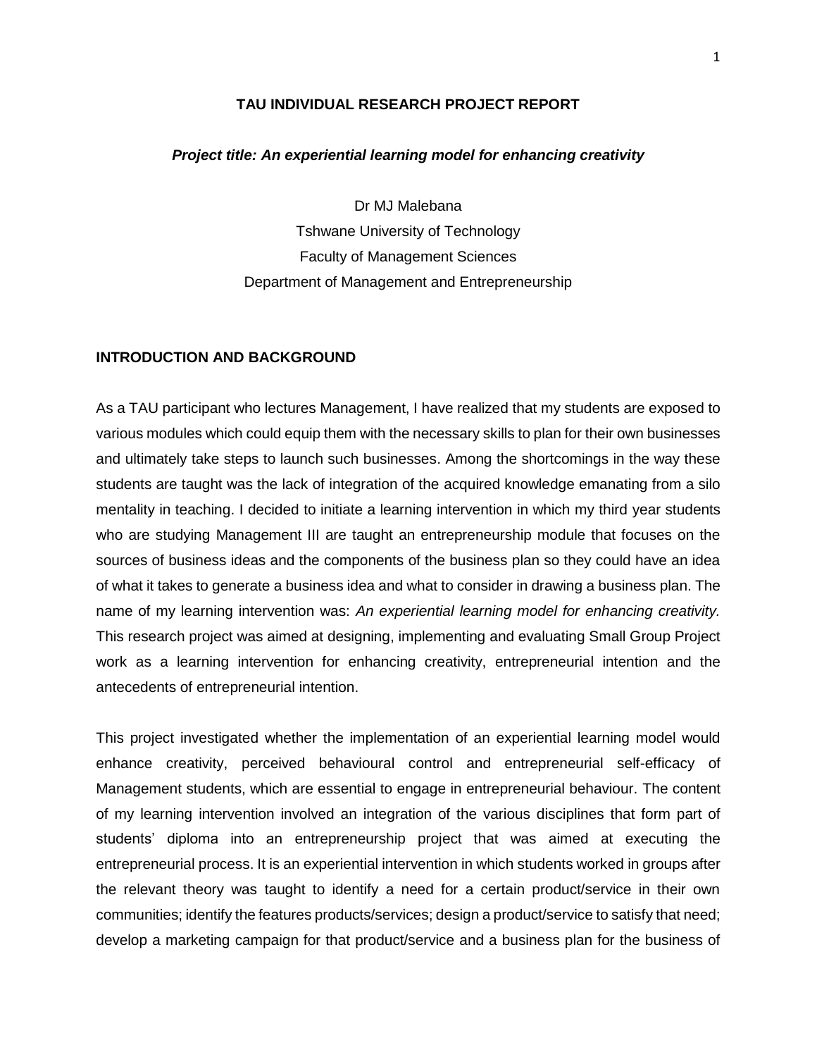# TAU INDIVIDUAL RESEARCH PROJECT REPORT

***Project title: An experiential learning model for enhancing creativity***

Dr MJ Malebana
Tshwane University of Technology
Faculty of Management Sciences
Department of Management and Entrepreneurship

## INTRODUCTION AND BACKGROUND

As a TAU participant who lectures Management, I have realized that my students are exposed to various modules which could equip them with the necessary skills to plan for their own businesses and ultimately take steps to launch such businesses. Among the shortcomings in the way these students are taught was the lack of integration of the acquired knowledge emanating from a silo mentality in teaching. I decided to initiate a learning intervention in which my third year students who are studying Management III are taught an entrepreneurship module that focuses on the sources of business ideas and the components of the business plan so they could have an idea of what it takes to generate a business idea and what to consider in drawing a business plan. The name of my learning intervention was: *An experiential learning model for enhancing creativity.* This research project was aimed at designing, implementing and evaluating Small Group Project work as a learning intervention for enhancing creativity, entrepreneurial intention and the antecedents of entrepreneurial intention.

This project investigated whether the implementation of an experiential learning model would enhance creativity, perceived behavioural control and entrepreneurial self-efficacy of Management students, which are essential to engage in entrepreneurial behaviour. The content of my learning intervention involved an integration of the various disciplines that form part of students' diploma into an entrepreneurship project that was aimed at executing the entrepreneurial process. It is an experiential intervention in which students worked in groups after the relevant theory was taught to identify a need for a certain product/service in their own communities; identify the features products/services; design a product/service to satisfy that need; develop a marketing campaign for that product/service and a business plan for the business of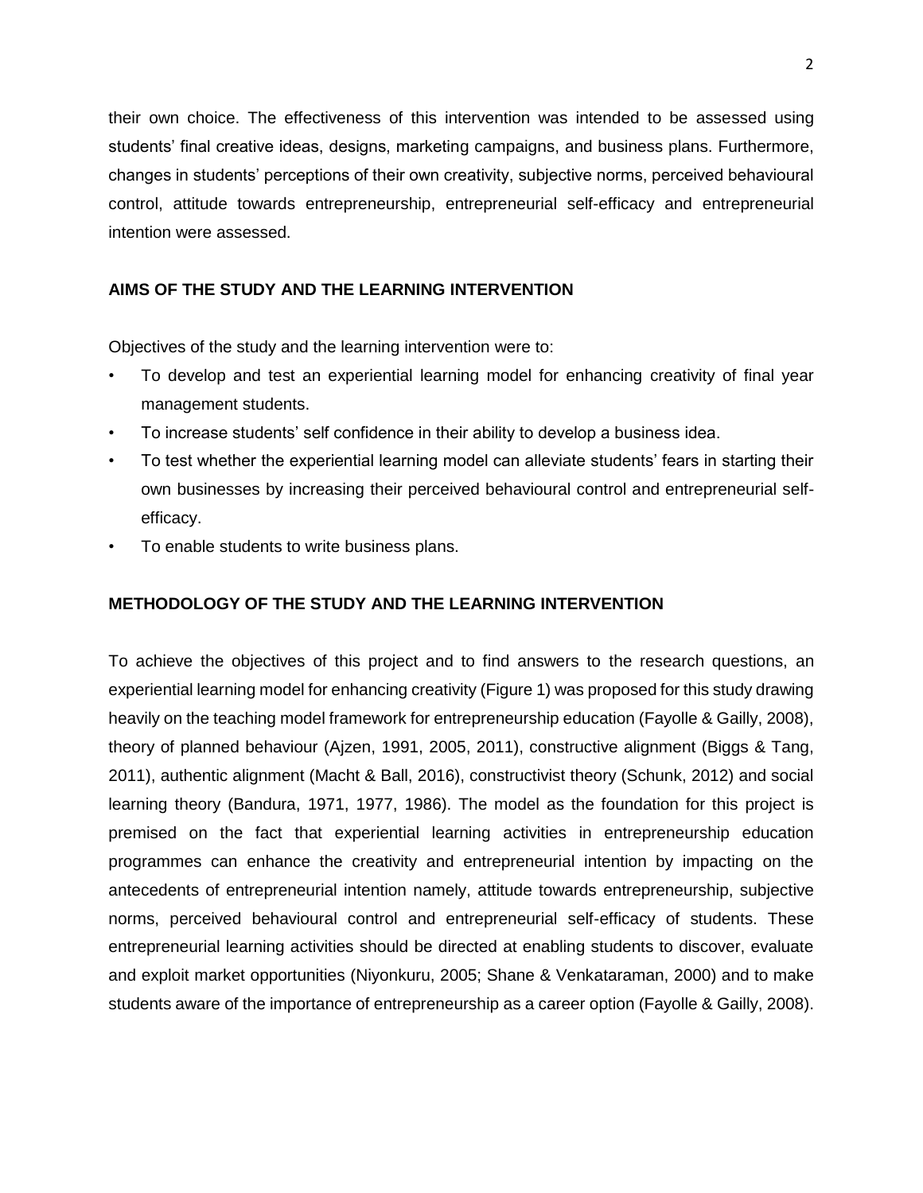their own choice. The effectiveness of this intervention was intended to be assessed using students' final creative ideas, designs, marketing campaigns, and business plans. Furthermore, changes in students' perceptions of their own creativity, subjective norms, perceived behavioural control, attitude towards entrepreneurship, entrepreneurial self-efficacy and entrepreneurial intention were assessed.

## AIMS OF THE STUDY AND THE LEARNING INTERVENTION

Objectives of the study and the learning intervention were to:

- To develop and test an experiential learning model for enhancing creativity of final year management students.
- To increase students' self confidence in their ability to develop a business idea.
- To test whether the experiential learning model can alleviate students' fears in starting their own businesses by increasing their perceived behavioural control and entrepreneurial self-efficacy.
- To enable students to write business plans.

## METHODOLOGY OF THE STUDY AND THE LEARNING INTERVENTION

To achieve the objectives of this project and to find answers to the research questions, an experiential learning model for enhancing creativity (Figure 1) was proposed for this study drawing heavily on the teaching model framework for entrepreneurship education (Fayolle & Gailly, 2008), theory of planned behaviour (Ajzen, 1991, 2005, 2011), constructive alignment (Biggs & Tang, 2011), authentic alignment (Macht & Ball, 2016), constructivist theory (Schunk, 2012) and social learning theory (Bandura, 1971, 1977, 1986). The model as the foundation for this project is premised on the fact that experiential learning activities in entrepreneurship education programmes can enhance the creativity and entrepreneurial intention by impacting on the antecedents of entrepreneurial intention namely, attitude towards entrepreneurship, subjective norms, perceived behavioural control and entrepreneurial self-efficacy of students. These entrepreneurial learning activities should be directed at enabling students to discover, evaluate and exploit market opportunities (Niyonkuru, 2005; Shane & Venkataraman, 2000) and to make students aware of the importance of entrepreneurship as a career option (Fayolle & Gailly, 2008).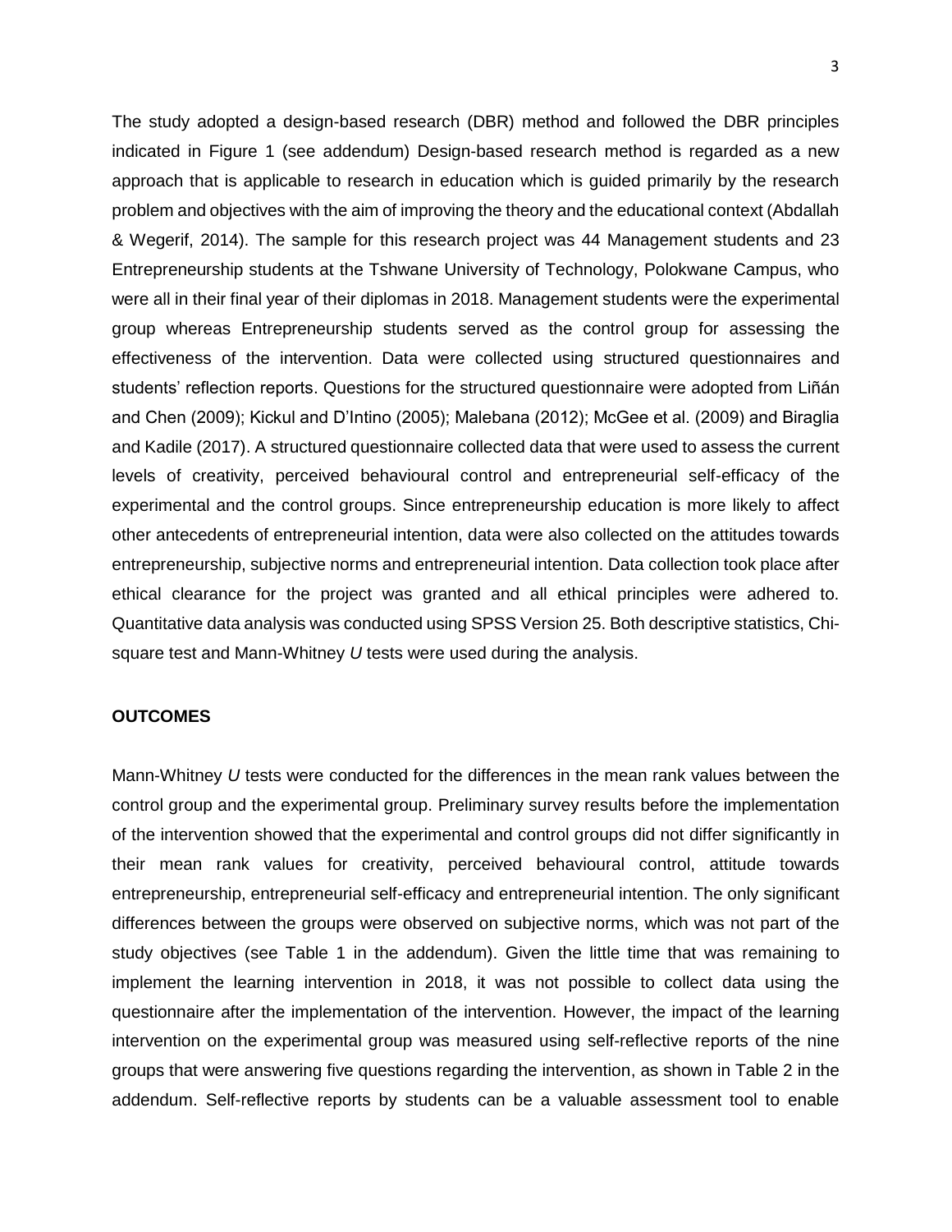The study adopted a design-based research (DBR) method and followed the DBR principles indicated in Figure 1 (see addendum) Design-based research method is regarded as a new approach that is applicable to research in education which is guided primarily by the research problem and objectives with the aim of improving the theory and the educational context (Abdallah & Wegerif, 2014). The sample for this research project was 44 Management students and 23 Entrepreneurship students at the Tshwane University of Technology, Polokwane Campus, who were all in their final year of their diplomas in 2018. Management students were the experimental group whereas Entrepreneurship students served as the control group for assessing the effectiveness of the intervention. Data were collected using structured questionnaires and students' reflection reports. Questions for the structured questionnaire were adopted from Liñán and Chen (2009); Kickul and D'Intino (2005); Malebana (2012); McGee et al. (2009) and Biraglia and Kadile (2017). A structured questionnaire collected data that were used to assess the current levels of creativity, perceived behavioural control and entrepreneurial self-efficacy of the experimental and the control groups. Since entrepreneurship education is more likely to affect other antecedents of entrepreneurial intention, data were also collected on the attitudes towards entrepreneurship, subjective norms and entrepreneurial intention. Data collection took place after ethical clearance for the project was granted and all ethical principles were adhered to. Quantitative data analysis was conducted using SPSS Version 25. Both descriptive statistics, Chi-square test and Mann-Whitney *U* tests were used during the analysis.

**OUTCOMES**

Mann-Whitney *U* tests were conducted for the differences in the mean rank values between the control group and the experimental group. Preliminary survey results before the implementation of the intervention showed that the experimental and control groups did not differ significantly in their mean rank values for creativity, perceived behavioural control, attitude towards entrepreneurship, entrepreneurial self-efficacy and entrepreneurial intention. The only significant differences between the groups were observed on subjective norms, which was not part of the study objectives (see Table 1 in the addendum). Given the little time that was remaining to implement the learning intervention in 2018, it was not possible to collect data using the questionnaire after the implementation of the intervention. However, the impact of the learning intervention on the experimental group was measured using self-reflective reports of the nine groups that were answering five questions regarding the intervention, as shown in Table 2 in the addendum. Self-reflective reports by students can be a valuable assessment tool to enable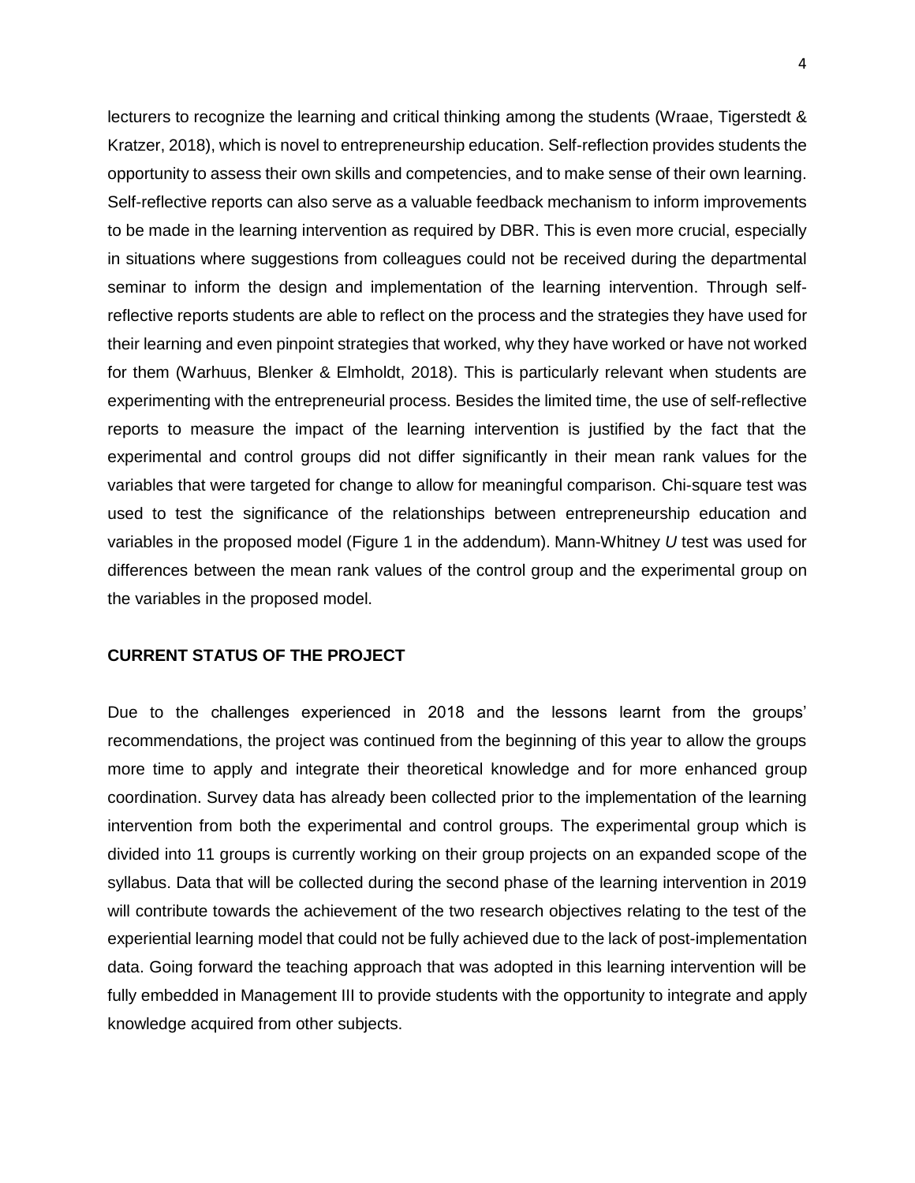lecturers to recognize the learning and critical thinking among the students (Wraae, Tigerstedt & Kratzer, 2018), which is novel to entrepreneurship education. Self-reflection provides students the opportunity to assess their own skills and competencies, and to make sense of their own learning. Self-reflective reports can also serve as a valuable feedback mechanism to inform improvements to be made in the learning intervention as required by DBR. This is even more crucial, especially in situations where suggestions from colleagues could not be received during the departmental seminar to inform the design and implementation of the learning intervention. Through self-reflective reports students are able to reflect on the process and the strategies they have used for their learning and even pinpoint strategies that worked, why they have worked or have not worked for them (Warhuus, Blenker & Elmholdt, 2018). This is particularly relevant when students are experimenting with the entrepreneurial process. Besides the limited time, the use of self-reflective reports to measure the impact of the learning intervention is justified by the fact that the experimental and control groups did not differ significantly in their mean rank values for the variables that were targeted for change to allow for meaningful comparison. Chi-square test was used to test the significance of the relationships between entrepreneurship education and variables in the proposed model (Figure 1 in the addendum). Mann-Whitney *U* test was used for differences between the mean rank values of the control group and the experimental group on the variables in the proposed model.

## CURRENT STATUS OF THE PROJECT

Due to the challenges experienced in 2018 and the lessons learnt from the groups' recommendations, the project was continued from the beginning of this year to allow the groups more time to apply and integrate their theoretical knowledge and for more enhanced group coordination. Survey data has already been collected prior to the implementation of the learning intervention from both the experimental and control groups. The experimental group which is divided into 11 groups is currently working on their group projects on an expanded scope of the syllabus. Data that will be collected during the second phase of the learning intervention in 2019 will contribute towards the achievement of the two research objectives relating to the test of the experiential learning model that could not be fully achieved due to the lack of post-implementation data. Going forward the teaching approach that was adopted in this learning intervention will be fully embedded in Management III to provide students with the opportunity to integrate and apply knowledge acquired from other subjects.